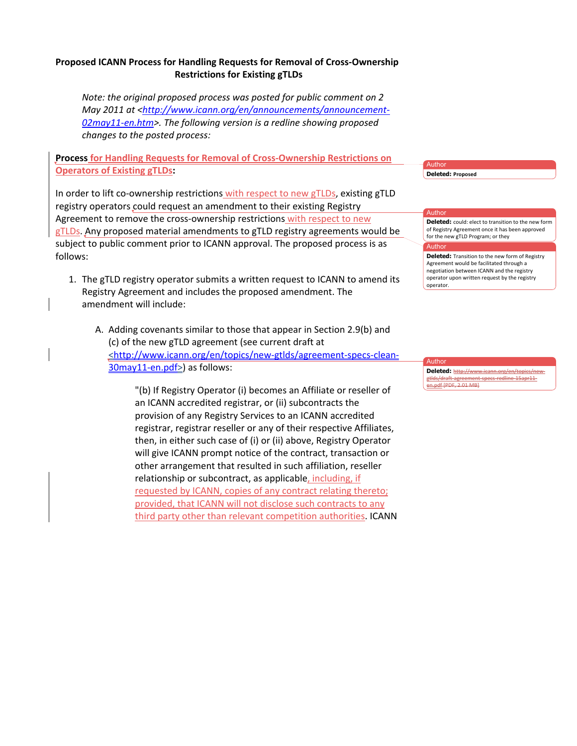# Proposed ICANN Process for Handling Requests for Removal of Cross-Ownership Restrictions for Existing gTLDs

*Note: the original proposed process was posted for public comment on 2 May 2011 at <http://www.icann.org/en/announcements/announcement-02may11-en.htm>. The following version is a redline showing proposed changes to the posted process:*

**Process for Handling Requests for Removal of Cross-Ownership Restrictions on Operators of Existing gTLDs:**

In order to lift co-ownership restrictions with respect to new gTLDs, existing gTLD registry operators could request an amendment to their existing Registry Agreement to remove the cross-ownership restrictions with respect to new gTLDs. Any proposed material amendments to gTLD registry agreements would be subject to public comment prior to ICANN approval. The proposed process is as follows:

1. The gTLD registry operator submits a written request to ICANN to amend its Registry Agreement and includes the proposed amendment. The amendment will include:

   A. Adding covenants similar to those that appear in Section 2.9(b) and (c) of the new gTLD agreement (see current draft at <http://www.icann.org/en/topics/new-gtlds/agreement-specs-clean-30may11-en.pdf>) as follows:

      "(b) If Registry Operator (i) becomes an Affiliate or reseller of an ICANN accredited registrar, or (ii) subcontracts the provision of any Registry Services to an ICANN accredited registrar, registrar reseller or any of their respective Affiliates, then, in either such case of (i) or (ii) above, Registry Operator will give ICANN prompt notice of the contract, transaction or other arrangement that resulted in such affiliation, reseller relationship or subcontract, as applicable, including, if requested by ICANN, copies of any contract relating thereto; provided, that ICANN will not disclose such contracts to any third party other than relevant competition authorities. ICANN

Author — Deleted: Proposed

Author — Deleted: could: elect to transition to the new form of Registry Agreement once it has been approved for the new gTLD Program; or they

Author — Deleted: Transition to the new form of Registry Agreement would be facilitated through a negotiation between ICANN and the registry operator upon written request by the registry operator.

Author — Deleted: ~~http://www.icann.org/en/topics/new-gtlds/draft-agreement-specs-redline-15apr11-en.pdf [PDF, 2.01 MB]~~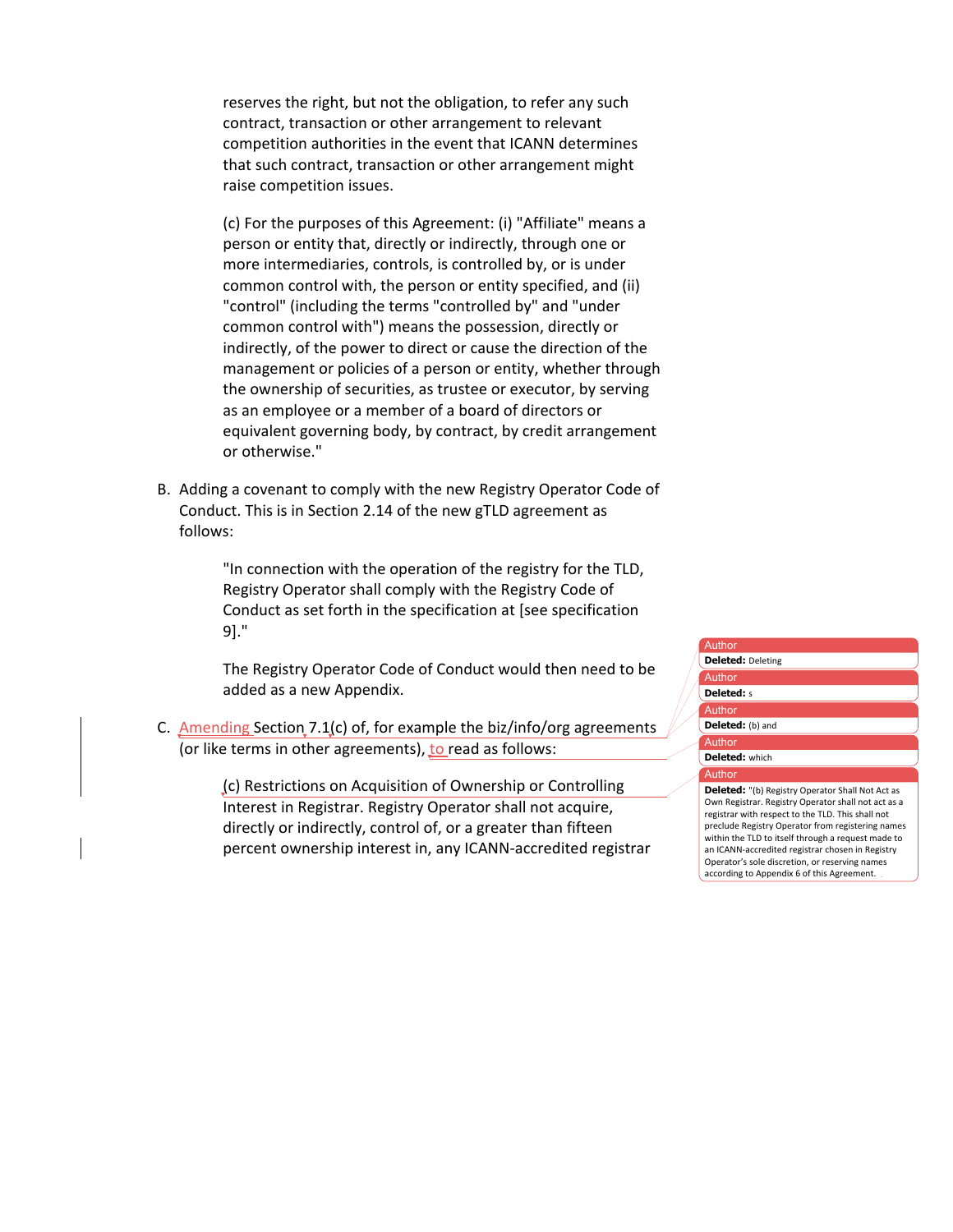reserves the right, but not the obligation, to refer any such contract, transaction or other arrangement to relevant competition authorities in the event that ICANN determines that such contract, transaction or other arrangement might raise competition issues.

(c) For the purposes of this Agreement: (i) "Affiliate" means a person or entity that, directly or indirectly, through one or more intermediaries, controls, is controlled by, or is under common control with, the person or entity specified, and (ii) "control" (including the terms "controlled by" and "under common control with") means the possession, directly or indirectly, of the power to direct or cause the direction of the management or policies of a person or entity, whether through the ownership of securities, as trustee or executor, by serving as an employee or a member of a board of directors or equivalent governing body, by contract, by credit arrangement or otherwise."

B. Adding a covenant to comply with the new Registry Operator Code of Conduct. This is in Section 2.14 of the new gTLD agreement as follows:

"In connection with the operation of the registry for the TLD, Registry Operator shall comply with the Registry Code of Conduct as set forth in the specification at [see specification 9]."

The Registry Operator Code of Conduct would then need to be added as a new Appendix.

C. Amending Section 7.1(c) of, for example the biz/info/org agreements (or like terms in other agreements), to read as follows:

(c) Restrictions on Acquisition of Ownership or Controlling Interest in Registrar. Registry Operator shall not acquire, directly or indirectly, control of, or a greater than fifteen percent ownership interest in, any ICANN-accredited registrar

Author
**Deleted:** Deleting

Author
**Deleted:** s

Author
**Deleted:** (b) and

Author
**Deleted:** which

Author
**Deleted:** "(b) Registry Operator Shall Not Act as Own Registrar. Registry Operator shall not act as a registrar with respect to the TLD. This shall not preclude Registry Operator from registering names within the TLD to itself through a request made to an ICANN-accredited registrar chosen in Registry Operator's sole discretion, or reserving names according to Appendix 6 of this Agreement.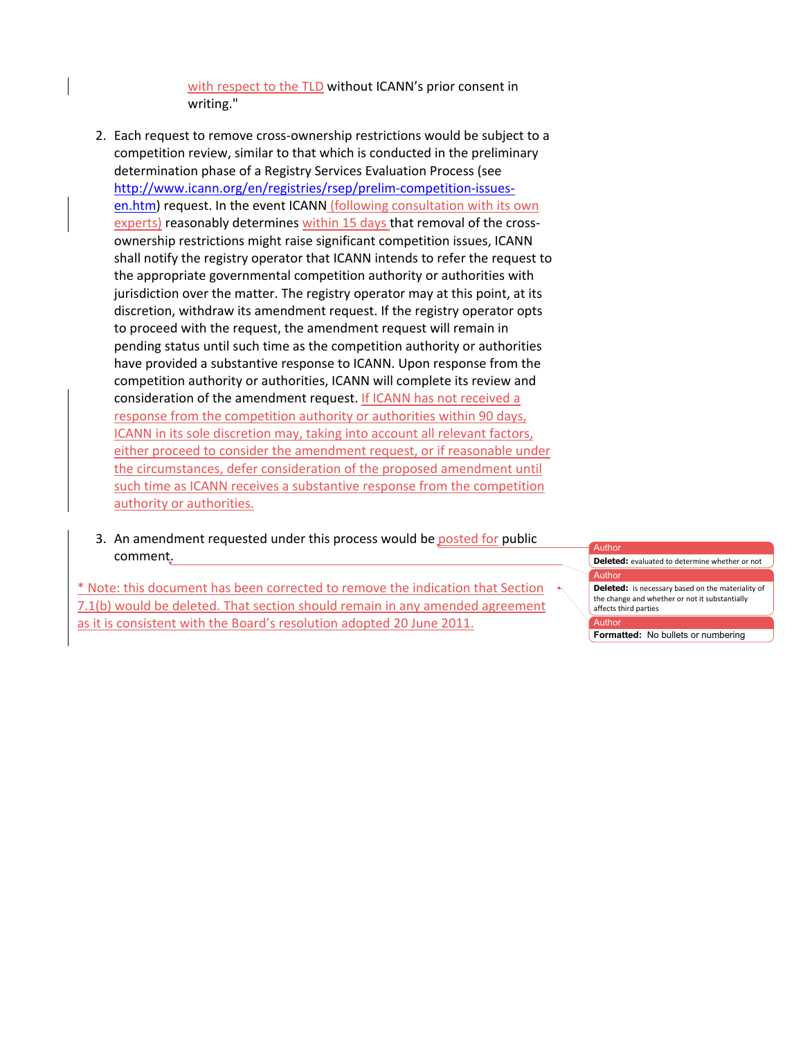with respect to the TLD without ICANN's prior consent in writing."

2. Each request to remove cross-ownership restrictions would be subject to a competition review, similar to that which is conducted in the preliminary determination phase of a Registry Services Evaluation Process (see http://www.icann.org/en/registries/rsep/prelim-competition-issues-en.htm) request. In the event ICANN (following consultation with its own experts) reasonably determines within 15 days that removal of the cross-ownership restrictions might raise significant competition issues, ICANN shall notify the registry operator that ICANN intends to refer the request to the appropriate governmental competition authority or authorities with jurisdiction over the matter. The registry operator may at this point, at its discretion, withdraw its amendment request. If the registry operator opts to proceed with the request, the amendment request will remain in pending status until such time as the competition authority or authorities have provided a substantive response to ICANN. Upon response from the competition authority or authorities, ICANN will complete its review and consideration of the amendment request. If ICANN has not received a response from the competition authority or authorities within 90 days, ICANN in its sole discretion may, taking into account all relevant factors, either proceed to consider the amendment request, or if reasonable under the circumstances, defer consideration of the proposed amendment until such time as ICANN receives a substantive response from the competition authority or authorities.

3. An amendment requested under this process would be posted for public comment.

* Note: this document has been corrected to remove the indication that Section 7.1(b) would be deleted. That section should remain in any amended agreement as it is consistent with the Board's resolution adopted 20 June 2011.

Author
**Deleted:** evaluated to determine whether or not

Author
**Deleted:** is necessary based on the materiality of the change and whether or not it substantially affects third parties

Author
**Formatted:** No bullets or numbering